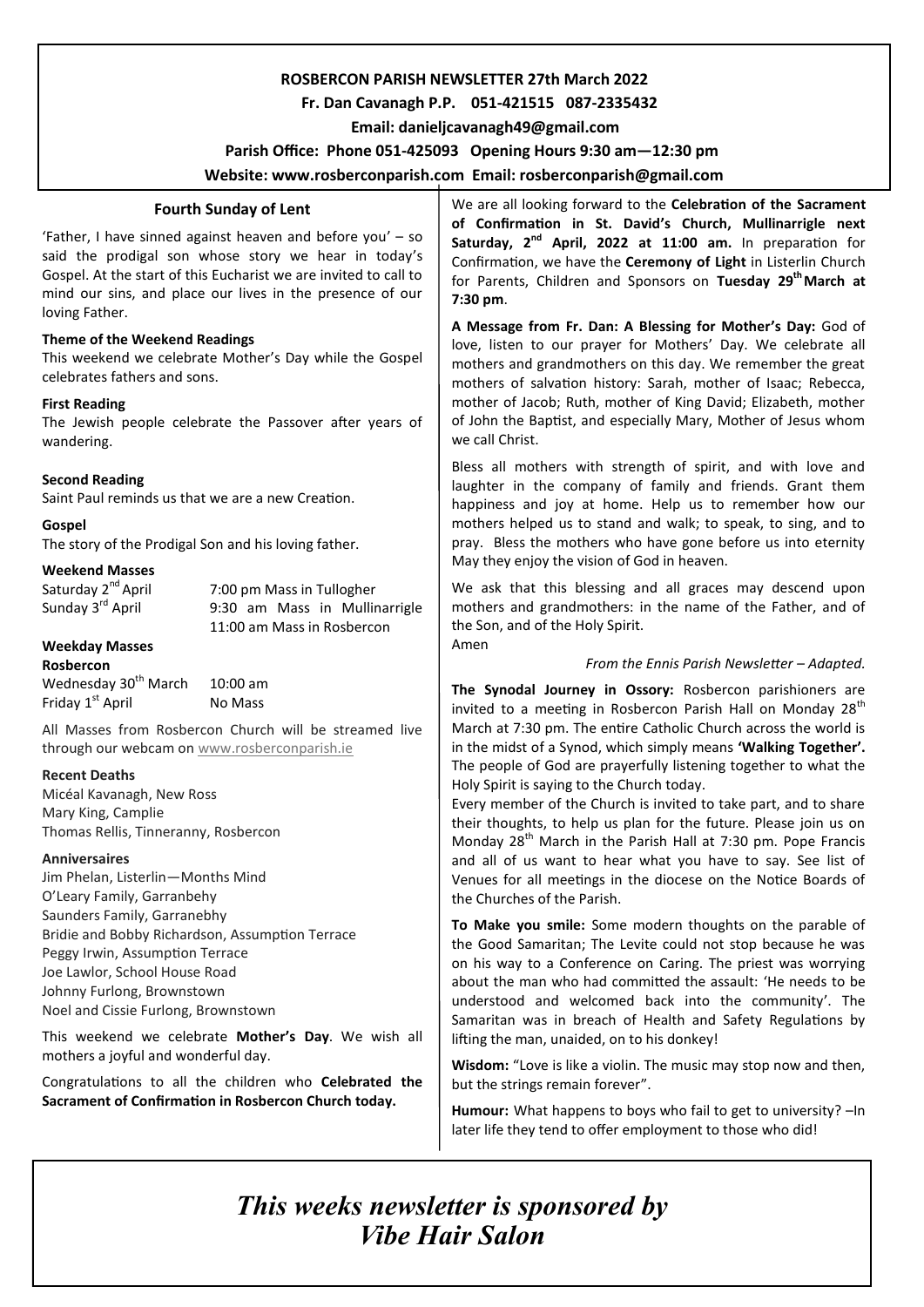**ROSBERCON PARISH NEWSLETTER 27th March 2022**

**Fr. Dan Cavanagh P.P. 051-421515 087-2335432**

**Email: danieljcavanagh49@gmail.com**

**Parish Office: Phone 051-425093 Opening Hours 9:30 am—12:30 pm**

**Website: www.rosberconparish.com Email: rosberconparish@gmail.com**

## Fourth Sunday of Lent

'Father, I have sinned against heaven and before you' – so said the prodigal son whose story we hear in today's Gospel. At the start of this Eucharist we are invited to call to mind our sins, and place our lives in the presence of our loving Father.

**Theme of the Weekend Readings**
This weekend we celebrate Mother's Day while the Gospel celebrates fathers and sons.

**First Reading**
The Jewish people celebrate the Passover after years of wandering.

**Second Reading**
Saint Paul reminds us that we are a new Creation.

**Gospel**
The story of the Prodigal Son and his loving father.

**Weekend Masses**

| | |
|---|---|
| Saturday 2nd April | 7:00 pm Mass in Tullogher |
| Sunday 3rd April | 9:30 am Mass in Mullinarrigle |
| | 11:00 am Mass in Rosbercon |

**Weekday Masses**
**Rosbercon**

| | |
|---|---|
| Wednesday 30th March | 10:00 am |
| Friday 1st April | No Mass |

All Masses from Rosbercon Church will be streamed live through our webcam on www.rosberconparish.ie

**Recent Deaths**
Micéal Kavanagh, New Ross
Mary King, Camplie
Thomas Rellis, Tinneranny, Rosbercon

**Anniversaires**
Jim Phelan, Listerlin—Months Mind
O'Leary Family, Garranbehy
Saunders Family, Garranebhy
Bridie and Bobby Richardson, Assumption Terrace
Peggy Irwin, Assumption Terrace
Joe Lawlor, School House Road
Johnny Furlong, Brownstown
Noel and Cissie Furlong, Brownstown

This weekend we celebrate **Mother's Day**. We wish all mothers a joyful and wonderful day.

Congratulations to all the children who **Celebrated the Sacrament of Confirmation in Rosbercon Church today.**

We are all looking forward to the **Celebration of the Sacrament of Confirmation in St. David's Church, Mullinarrigle next Saturday, 2nd April, 2022 at 11:00 am.** In preparation for Confirmation, we have the **Ceremony of Light** in Listerlin Church for Parents, Children and Sponsors on **Tuesday 29th March at 7:30 pm**.

**A Message from Fr. Dan: A Blessing for Mother's Day:** God of love, listen to our prayer for Mothers' Day. We celebrate all mothers and grandmothers on this day. We remember the great mothers of salvation history: Sarah, mother of Isaac; Rebecca, mother of Jacob; Ruth, mother of King David; Elizabeth, mother of John the Baptist, and especially Mary, Mother of Jesus whom we call Christ.

Bless all mothers with strength of spirit, and with love and laughter in the company of family and friends. Grant them happiness and joy at home. Help us to remember how our mothers helped us to stand and walk; to speak, to sing, and to pray. Bless the mothers who have gone before us into eternity May they enjoy the vision of God in heaven.

We ask that this blessing and all graces may descend upon mothers and grandmothers: in the name of the Father, and of the Son, and of the Holy Spirit.
Amen

*From the Ennis Parish Newsletter – Adapted.*

**The Synodal Journey in Ossory:** Rosbercon parishioners are invited to a meeting in Rosbercon Parish Hall on Monday 28th March at 7:30 pm. The entire Catholic Church across the world is in the midst of a Synod, which simply means **'Walking Together'.** The people of God are prayerfully listening together to what the Holy Spirit is saying to the Church today.
Every member of the Church is invited to take part, and to share their thoughts, to help us plan for the future. Please join us on Monday 28th March in the Parish Hall at 7:30 pm. Pope Francis and all of us want to hear what you have to say. See list of Venues for all meetings in the diocese on the Notice Boards of the Churches of the Parish.

**To Make you smile:** Some modern thoughts on the parable of the Good Samaritan; The Levite could not stop because he was on his way to a Conference on Caring. The priest was worrying about the man who had committed the assault: 'He needs to be understood and welcomed back into the community'. The Samaritan was in breach of Health and Safety Regulations by lifting the man, unaided, on to his donkey!

**Wisdom:** "Love is like a violin. The music may stop now and then, but the strings remain forever".

**Humour:** What happens to boys who fail to get to university? –In later life they tend to offer employment to those who did!

***This weeks newsletter is sponsored by Vibe Hair Salon***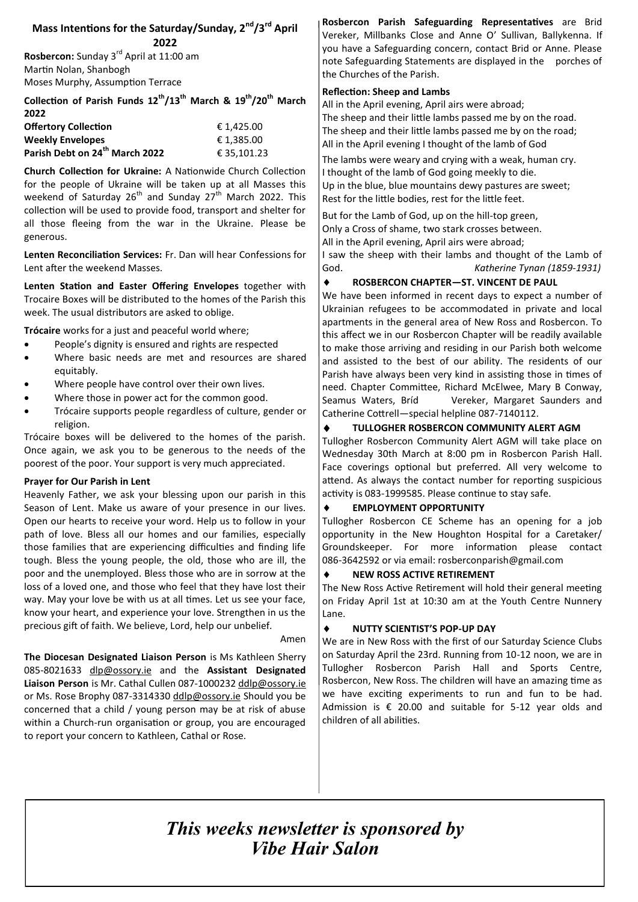## Mass Intentions for the Saturday/Sunday, 2nd/3rd April 2022

**Rosbercon:** Sunday 3rd April at 11:00 am
Martin Nolan, Shanbogh
Moses Murphy, Assumption Terrace

**Collection of Parish Funds 12th/13th March & 19th/20th March 2022**

| | |
|---|---|
| **Offertory Collection** | € 1,425.00 |
| **Weekly Envelopes** | € 1,385.00 |
| **Parish Debt on 24th March 2022** | € 35,101.23 |

**Church Collection for Ukraine:** A Nationwide Church Collection for the people of Ukraine will be taken up at all Masses this weekend of Saturday 26th and Sunday 27th March 2022. This collection will be used to provide food, transport and shelter for all those fleeing from the war in the Ukraine. Please be generous.

**Lenten Reconciliation Services:** Fr. Dan will hear Confessions for Lent after the weekend Masses.

**Lenten Station and Easter Offering Envelopes** together with Trocaire Boxes will be distributed to the homes of the Parish this week. The usual distributors are asked to oblige.

**Trócaire** works for a just and peaceful world where;

- People's dignity is ensured and rights are respected
- Where basic needs are met and resources are shared equitably.
- Where people have control over their own lives.
- Where those in power act for the common good.
- Trócaire supports people regardless of culture, gender or religion.

Trócaire boxes will be delivered to the homes of the parish. Once again, we ask you to be generous to the needs of the poorest of the poor. Your support is very much appreciated.

**Prayer for Our Parish in Lent**

Heavenly Father, we ask your blessing upon our parish in this Season of Lent. Make us aware of your presence in our lives. Open our hearts to receive your word. Help us to follow in your path of love. Bless all our homes and our families, especially those families that are experiencing difficulties and finding life tough. Bless the young people, the old, those who are ill, the poor and the unemployed. Bless those who are in sorrow at the loss of a loved one, and those who feel that they have lost their way. May your love be with us at all times. Let us see your face, know your heart, and experience your love. Strengthen in us the precious gift of faith. We believe, Lord, help our unbelief.

Amen

**The Diocesan Designated Liaison Person** is Ms Kathleen Sherry 085-8021633 dlp@ossory.ie and the **Assistant Designated Liaison Person** is Mr. Cathal Cullen 087-1000232 ddlp@ossory.ie or Ms. Rose Brophy 087-3314330 ddlp@ossory.ie Should you be concerned that a child / young person may be at risk of abuse within a Church-run organisation or group, you are encouraged to report your concern to Kathleen, Cathal or Rose.

**Rosbercon Parish Safeguarding Representatives** are Brid Vereker, Millbanks Close and Anne O' Sullivan, Ballykenna. If you have a Safeguarding concern, contact Brid or Anne. Please note Safeguarding Statements are displayed in the porches of the Churches of the Parish.

**Reflection: Sheep and Lambs**

All in the April evening, April airs were abroad;
The sheep and their little lambs passed me by on the road.
The sheep and their little lambs passed me by on the road;
All in the April evening I thought of the lamb of God

The lambs were weary and crying with a weak, human cry.
I thought of the lamb of God going meekly to die.
Up in the blue, blue mountains dewy pastures are sweet;
Rest for the little bodies, rest for the little feet.

But for the Lamb of God, up on the hill-top green,
Only a Cross of shame, two stark crosses between.
All in the April evening, April airs were abroad;
I saw the sheep with their lambs and thought of the Lamb of God. *Katherine Tynan (1859-1931)*

### ♦ ROSBERCON CHAPTER—ST. VINCENT DE PAUL

We have been informed in recent days to expect a number of Ukrainian refugees to be accommodated in private and local apartments in the general area of New Ross and Rosbercon. To this affect we in our Rosbercon Chapter will be readily available to make those arriving and residing in our Parish both welcome and assisted to the best of our ability. The residents of our Parish have always been very kind in assisting those in times of need. Chapter Committee, Richard McElwee, Mary B Conway, Seamus Waters, Bríd Vereker, Margaret Saunders and Catherine Cottrell—special helpline 087-7140112.

### ♦ TULLOGHER ROSBERCON COMMUNITY ALERT AGM

Tullogher Rosbercon Community Alert AGM will take place on Wednesday 30th March at 8:00 pm in Rosbercon Parish Hall. Face coverings optional but preferred. All very welcome to attend. As always the contact number for reporting suspicious activity is 083-1999585. Please continue to stay safe.

### ♦ EMPLOYMENT OPPORTUNITY

Tullogher Rosbercon CE Scheme has an opening for a job opportunity in the New Houghton Hospital for a Caretaker/ Groundskeeper. For more information please contact 086-3642592 or via email: rosberconparish@gmail.com

### ♦ NEW ROSS ACTIVE RETIREMENT

The New Ross Active Retirement will hold their general meeting on Friday April 1st at 10:30 am at the Youth Centre Nunnery Lane.

### ♦ NUTTY SCIENTIST'S POP-UP DAY

We are in New Ross with the first of our Saturday Science Clubs on Saturday April the 23rd. Running from 10-12 noon, we are in Tullogher Rosbercon Parish Hall and Sports Centre, Rosbercon, New Ross. The children will have an amazing time as we have exciting experiments to run and fun to be had. Admission is € 20.00 and suitable for 5-12 year olds and children of all abilities.

***This weeks newsletter is sponsored by Vibe Hair Salon***